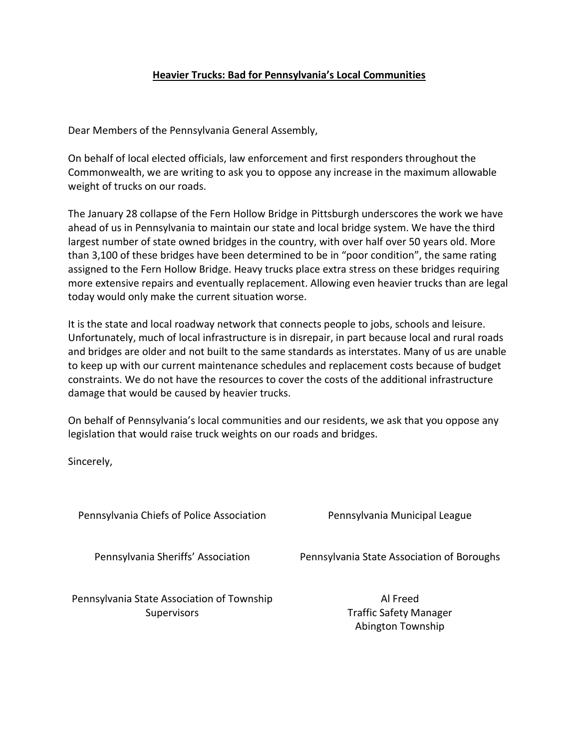**Heavier Trucks: Bad for Pennsylvania's Local Communities**

Dear Members of the Pennsylvania General Assembly,

On behalf of local elected officials, law enforcement and first responders throughout the Commonwealth, we are writing to ask you to oppose any increase in the maximum allowable weight of trucks on our roads.

The January 28 collapse of the Fern Hollow Bridge in Pittsburgh underscores the work we have ahead of us in Pennsylvania to maintain our state and local bridge system. We have the third largest number of state owned bridges in the country, with over half over 50 years old. More than 3,100 of these bridges have been determined to be in "poor condition", the same rating assigned to the Fern Hollow Bridge. Heavy trucks place extra stress on these bridges requiring more extensive repairs and eventually replacement. Allowing even heavier trucks than are legal today would only make the current situation worse.

It is the state and local roadway network that connects people to jobs, schools and leisure. Unfortunately, much of local infrastructure is in disrepair, in part because local and rural roads and bridges are older and not built to the same standards as interstates. Many of us are unable to keep up with our current maintenance schedules and replacement costs because of budget constraints. We do not have the resources to cover the costs of the additional infrastructure damage that would be caused by heavier trucks.

On behalf of Pennsylvania's local communities and our residents, we ask that you oppose any legislation that would raise truck weights on our roads and bridges.

Sincerely,

Pennsylvania Chiefs of Police Association

Pennsylvania Municipal League

Pennsylvania Sheriffs' Association

Pennsylvania State Association of Boroughs

Pennsylvania State Association of Township Supervisors

Al Freed
Traffic Safety Manager
Abington Township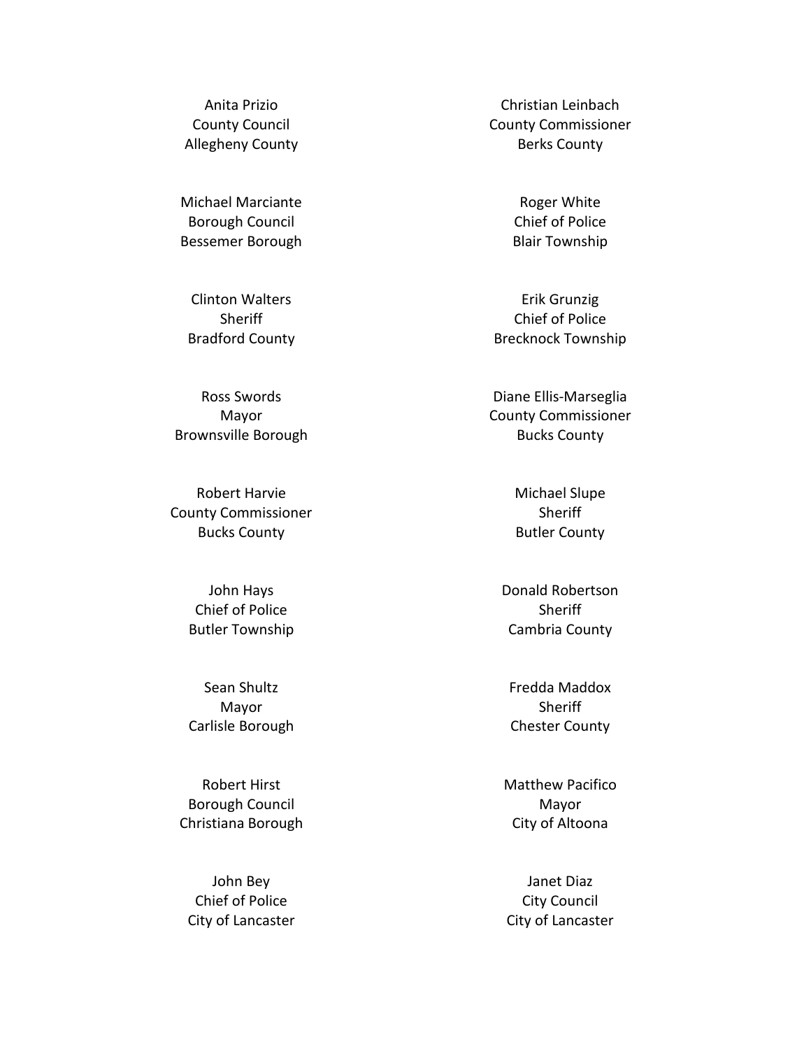Anita Prizio
County Council
Allegheny County

Christian Leinbach
County Commissioner
Berks County

Michael Marciante
Borough Council
Bessemer Borough

Roger White
Chief of Police
Blair Township

Clinton Walters
Sheriff
Bradford County

Erik Grunzig
Chief of Police
Brecknock Township

Ross Swords
Mayor
Brownsville Borough

Diane Ellis-Marseglia
County Commissioner
Bucks County

Robert Harvie
County Commissioner
Bucks County

Michael Slupe
Sheriff
Butler County

John Hays
Chief of Police
Butler Township

Donald Robertson
Sheriff
Cambria County

Sean Shultz
Mayor
Carlisle Borough

Fredda Maddox
Sheriff
Chester County

Robert Hirst
Borough Council
Christiana Borough

Matthew Pacifico
Mayor
City of Altoona

John Bey
Chief of Police
City of Lancaster

Janet Diaz
City Council
City of Lancaster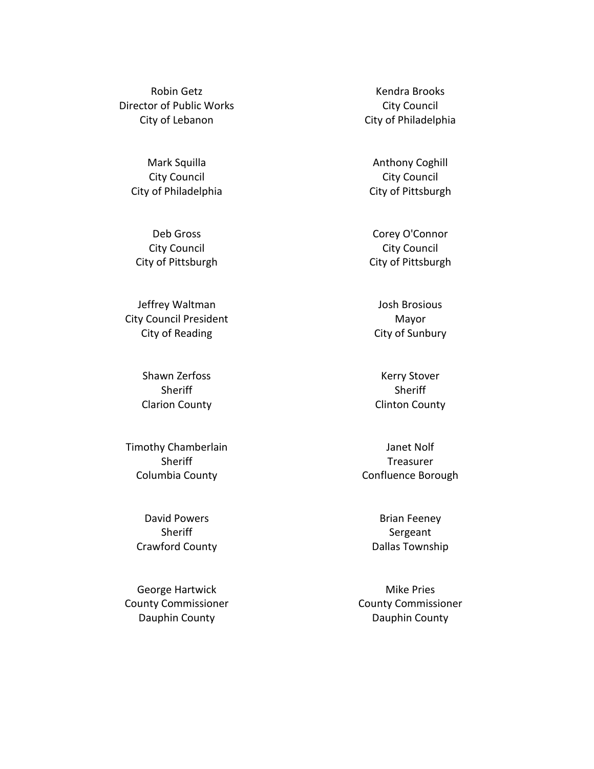Robin Getz
Director of Public Works
City of Lebanon

Kendra Brooks
City Council
City of Philadelphia

Mark Squilla
City Council
City of Philadelphia

Anthony Coghill
City Council
City of Pittsburgh

Deb Gross
City Council
City of Pittsburgh

Corey O'Connor
City Council
City of Pittsburgh

Jeffrey Waltman
City Council President
City of Reading

Josh Brosious
Mayor
City of Sunbury

Shawn Zerfoss
Sheriff
Clarion County

Kerry Stover
Sheriff
Clinton County

Timothy Chamberlain
Sheriff
Columbia County

Janet Nolf
Treasurer
Confluence Borough

David Powers
Sheriff
Crawford County

Brian Feeney
Sergeant
Dallas Township

George Hartwick
County Commissioner
Dauphin County

Mike Pries
County Commissioner
Dauphin County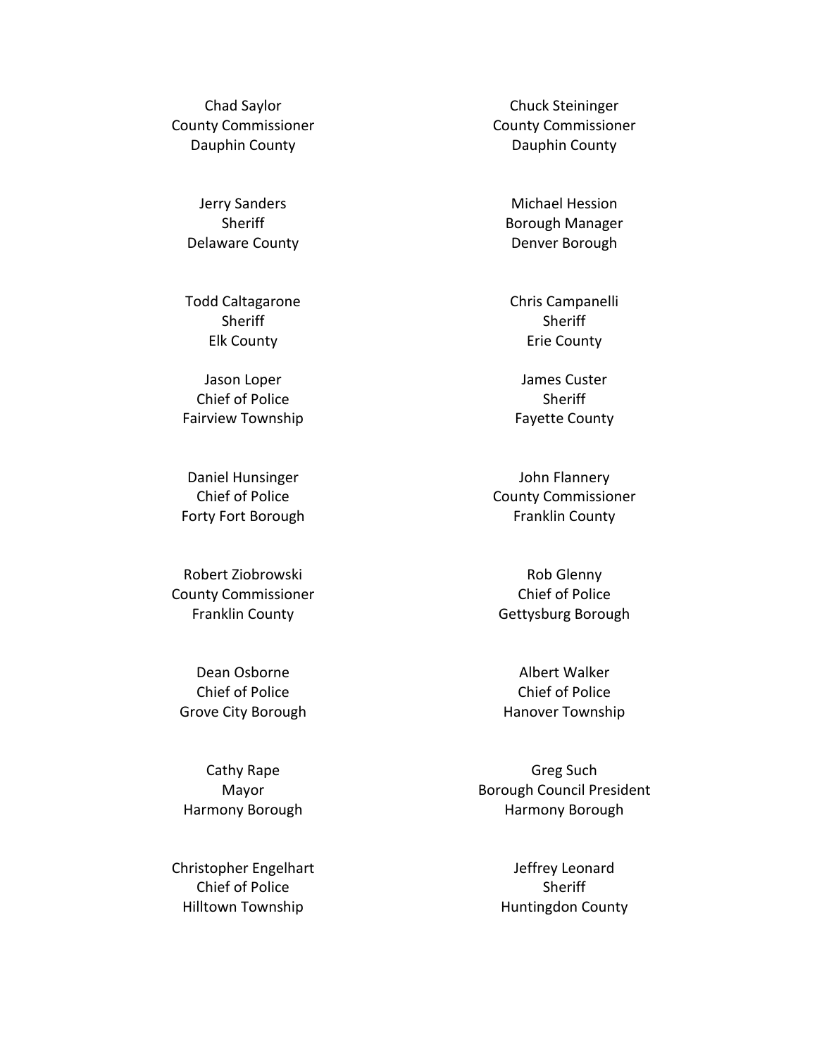Chad Saylor
County Commissioner
Dauphin County

Chuck Steininger
County Commissioner
Dauphin County

Jerry Sanders
Sheriff
Delaware County

Michael Hession
Borough Manager
Denver Borough

Todd Caltagarone
Sheriff
Elk County

Chris Campanelli
Sheriff
Erie County

Jason Loper
Chief of Police
Fairview Township

James Custer
Sheriff
Fayette County

Daniel Hunsinger
Chief of Police
Forty Fort Borough

John Flannery
County Commissioner
Franklin County

Robert Ziobrowski
County Commissioner
Franklin County

Rob Glenny
Chief of Police
Gettysburg Borough

Dean Osborne
Chief of Police
Grove City Borough

Albert Walker
Chief of Police
Hanover Township

Cathy Rape
Mayor
Harmony Borough

Greg Such
Borough Council President
Harmony Borough

Christopher Engelhart
Chief of Police
Hilltown Township

Jeffrey Leonard
Sheriff
Huntingdon County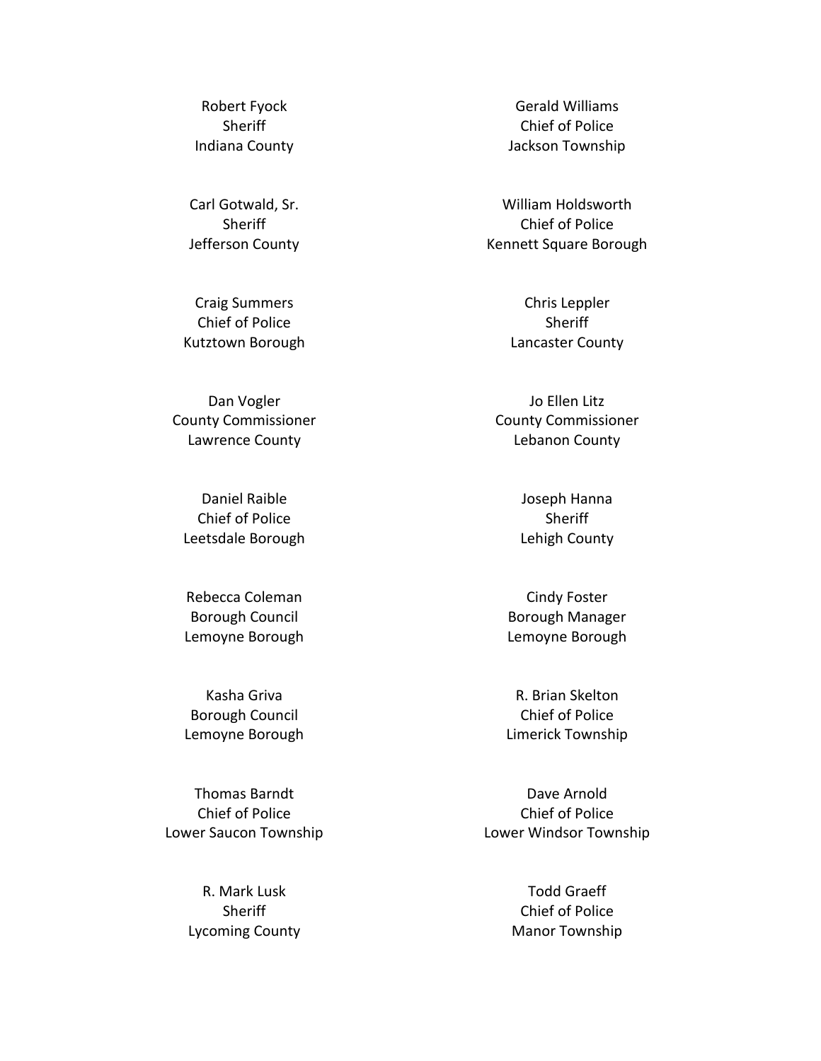Robert Fyock
Sheriff
Indiana County

Gerald Williams
Chief of Police
Jackson Township

Carl Gotwald, Sr.
Sheriff
Jefferson County

William Holdsworth
Chief of Police
Kennett Square Borough

Craig Summers
Chief of Police
Kutztown Borough

Chris Leppler
Sheriff
Lancaster County

Dan Vogler
County Commissioner
Lawrence County

Jo Ellen Litz
County Commissioner
Lebanon County

Daniel Raible
Chief of Police
Leetsdale Borough

Joseph Hanna
Sheriff
Lehigh County

Rebecca Coleman
Borough Council
Lemoyne Borough

Cindy Foster
Borough Manager
Lemoyne Borough

Kasha Griva
Borough Council
Lemoyne Borough

R. Brian Skelton
Chief of Police
Limerick Township

Thomas Barndt
Chief of Police
Lower Saucon Township

Dave Arnold
Chief of Police
Lower Windsor Township

R. Mark Lusk
Sheriff
Lycoming County

Todd Graeff
Chief of Police
Manor Township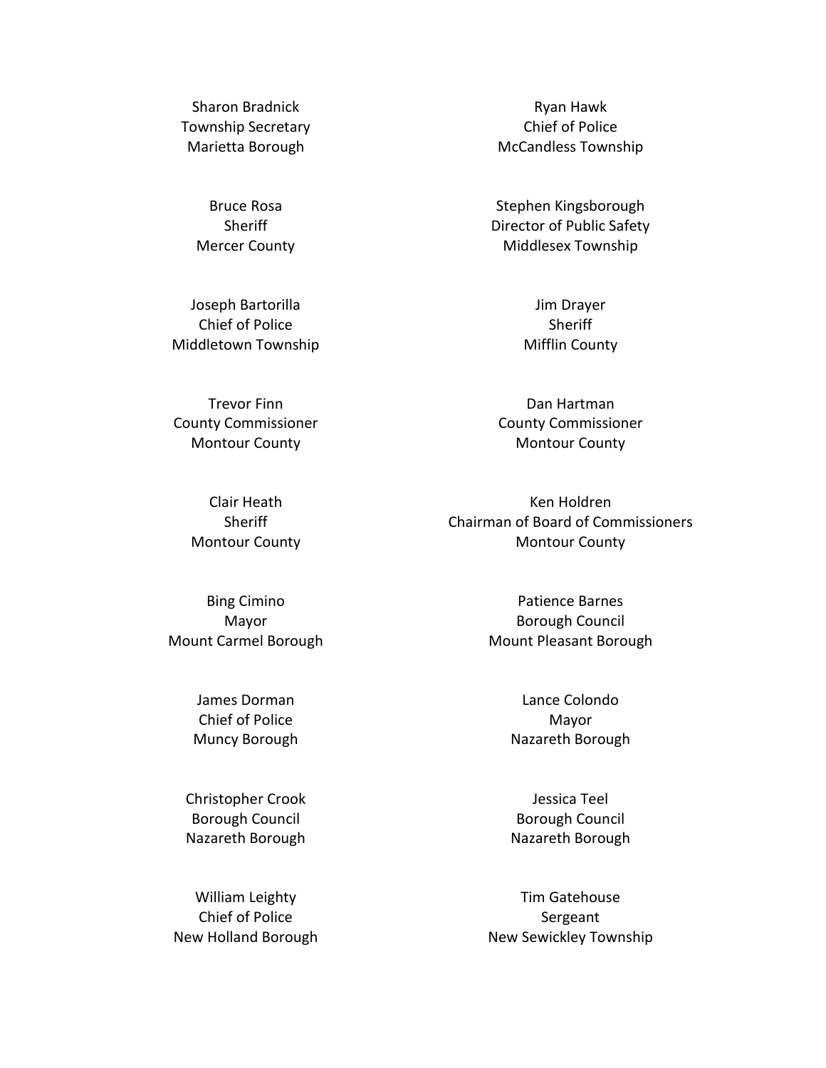Sharon Bradnick
Township Secretary
Marietta Borough

Ryan Hawk
Chief of Police
McCandless Township

Bruce Rosa
Sheriff
Mercer County

Stephen Kingsborough
Director of Public Safety
Middlesex Township

Joseph Bartorilla
Chief of Police
Middletown Township

Jim Drayer
Sheriff
Mifflin County

Trevor Finn
County Commissioner
Montour County

Dan Hartman
County Commissioner
Montour County

Clair Heath
Sheriff
Montour County

Ken Holdren
Chairman of Board of Commissioners
Montour County

Bing Cimino
Mayor
Mount Carmel Borough

Patience Barnes
Borough Council
Mount Pleasant Borough

James Dorman
Chief of Police
Muncy Borough

Lance Colondo
Mayor
Nazareth Borough

Christopher Crook
Borough Council
Nazareth Borough

Jessica Teel
Borough Council
Nazareth Borough

William Leighty
Chief of Police
New Holland Borough

Tim Gatehouse
Sergeant
New Sewickley Township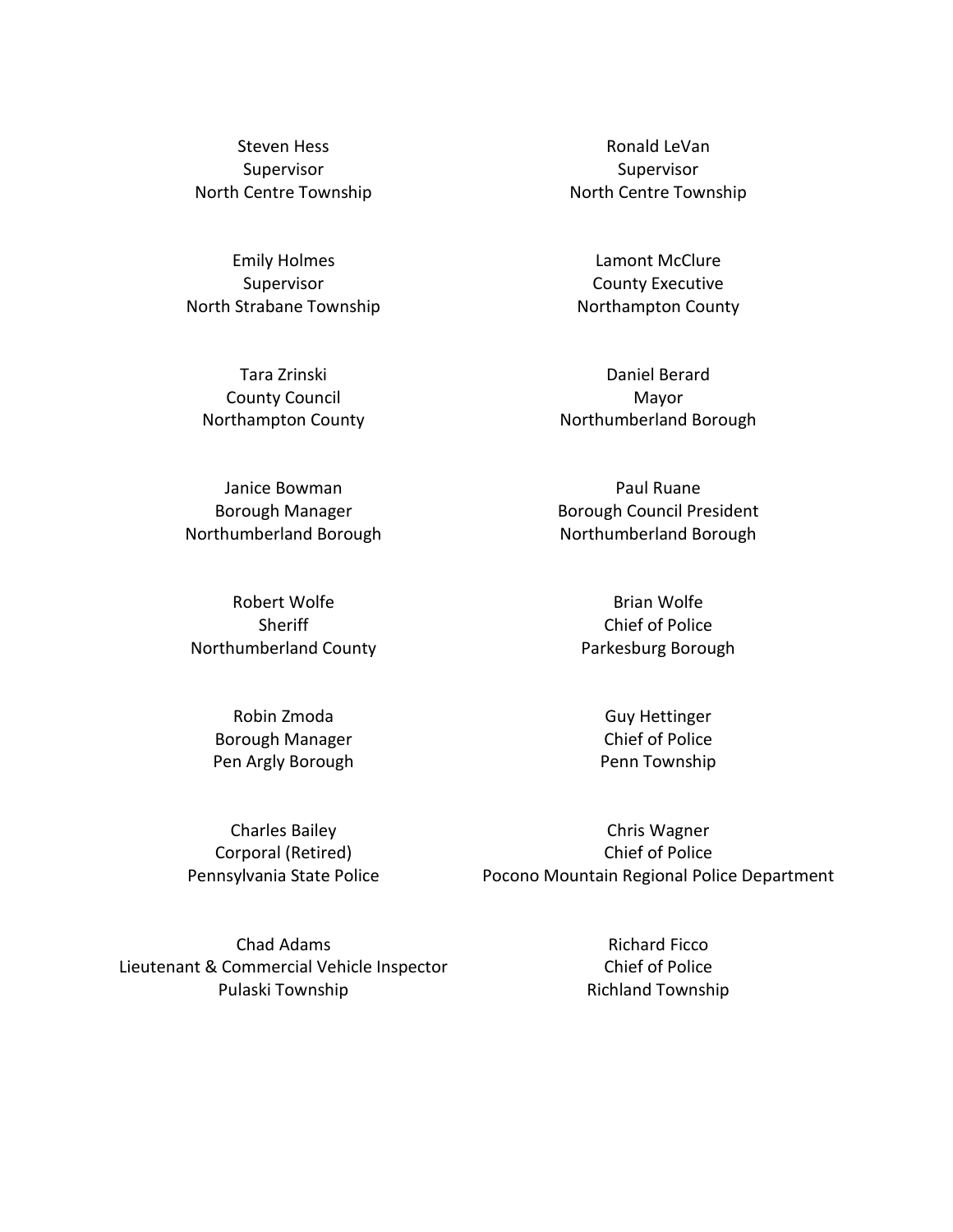Steven Hess
Supervisor
North Centre Township

Ronald LeVan
Supervisor
North Centre Township

Emily Holmes
Supervisor
North Strabane Township

Lamont McClure
County Executive
Northampton County

Tara Zrinski
County Council
Northampton County

Daniel Berard
Mayor
Northumberland Borough

Janice Bowman
Borough Manager
Northumberland Borough

Paul Ruane
Borough Council President
Northumberland Borough

Robert Wolfe
Sheriff
Northumberland County

Brian Wolfe
Chief of Police
Parkesburg Borough

Robin Zmoda
Borough Manager
Pen Argly Borough

Guy Hettinger
Chief of Police
Penn Township

Charles Bailey
Corporal (Retired)
Pennsylvania State Police

Chris Wagner
Chief of Police
Pocono Mountain Regional Police Department

Chad Adams
Lieutenant & Commercial Vehicle Inspector
Pulaski Township

Richard Ficco
Chief of Police
Richland Township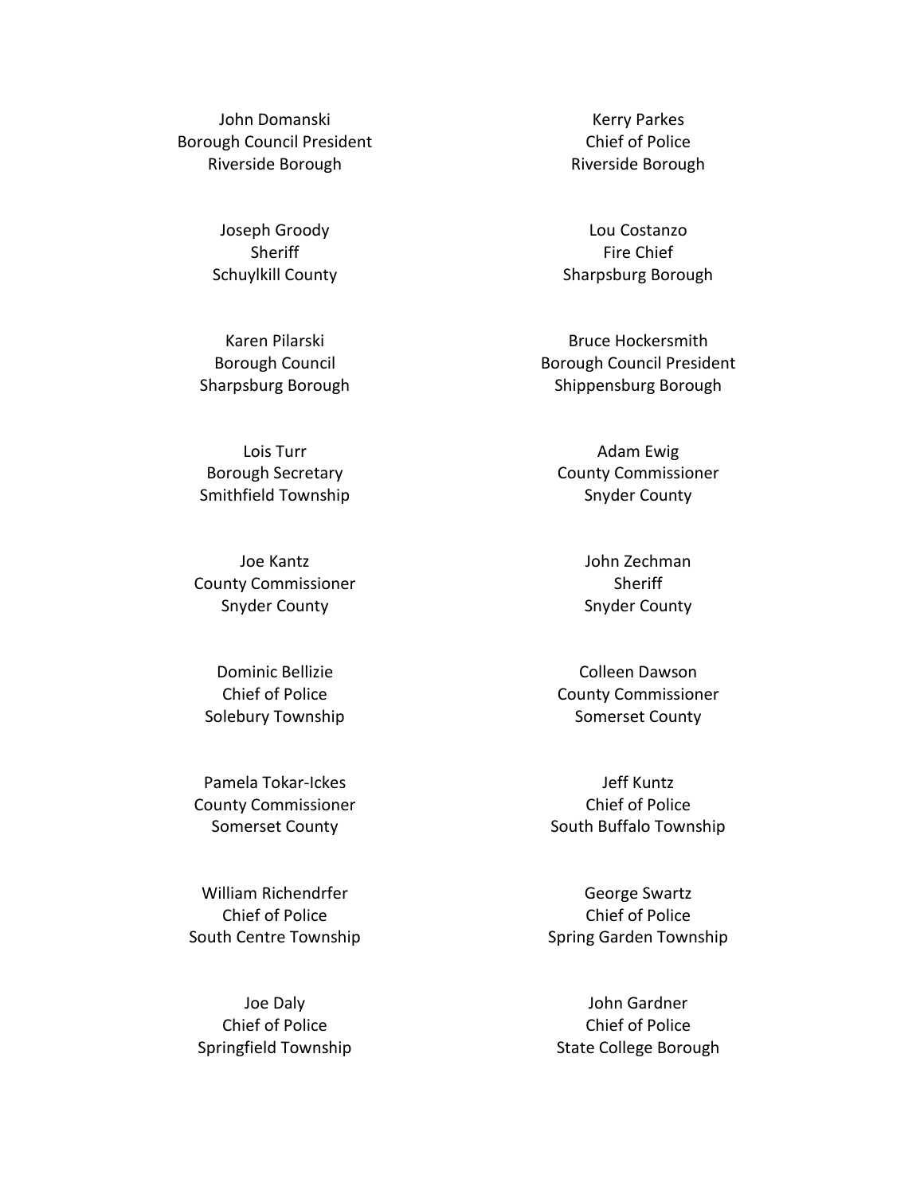John Domanski
Borough Council President
Riverside Borough

Kerry Parkes
Chief of Police
Riverside Borough

Joseph Groody
Sheriff
Schuylkill County

Lou Costanzo
Fire Chief
Sharpsburg Borough

Karen Pilarski
Borough Council
Sharpsburg Borough

Bruce Hockersmith
Borough Council President
Shippensburg Borough

Lois Turr
Borough Secretary
Smithfield Township

Adam Ewig
County Commissioner
Snyder County

Joe Kantz
County Commissioner
Snyder County

John Zechman
Sheriff
Snyder County

Dominic Bellizie
Chief of Police
Solebury Township

Colleen Dawson
County Commissioner
Somerset County

Pamela Tokar-Ickes
County Commissioner
Somerset County

Jeff Kuntz
Chief of Police
South Buffalo Township

William Richendrfer
Chief of Police
South Centre Township

George Swartz
Chief of Police
Spring Garden Township

Joe Daly
Chief of Police
Springfield Township

John Gardner
Chief of Police
State College Borough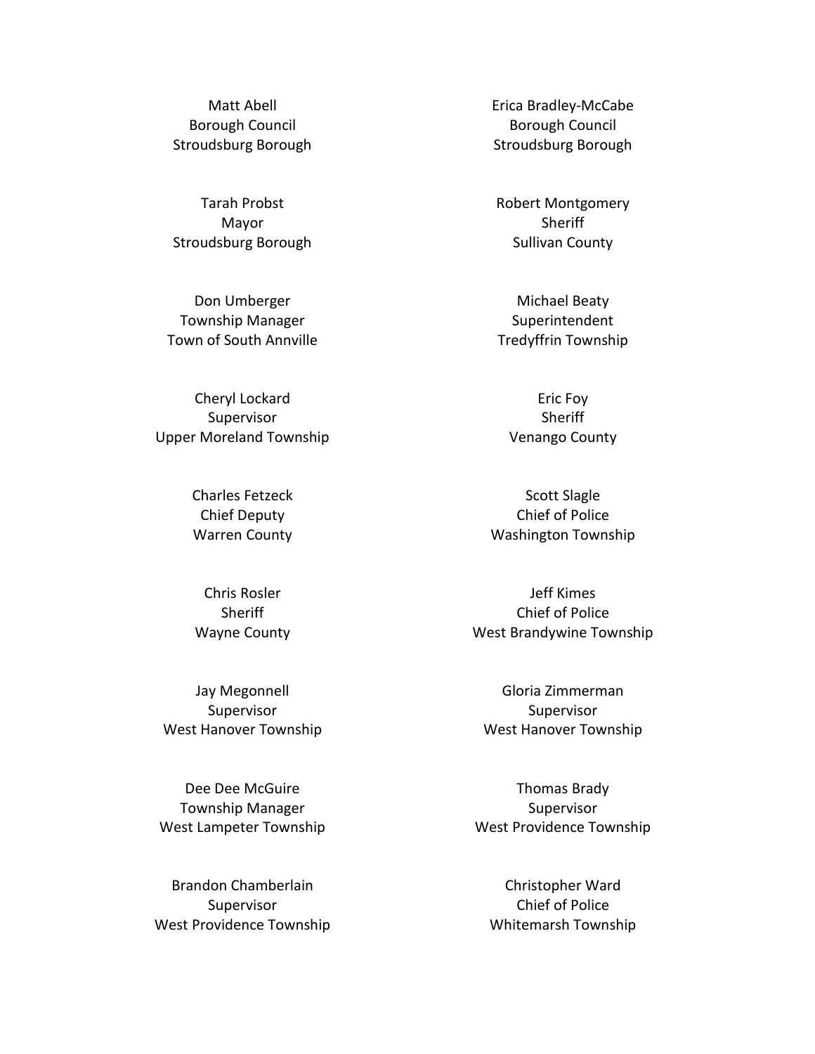Matt Abell
Borough Council
Stroudsburg Borough

Erica Bradley-McCabe
Borough Council
Stroudsburg Borough

Tarah Probst
Mayor
Stroudsburg Borough

Robert Montgomery
Sheriff
Sullivan County

Don Umberger
Township Manager
Town of South Annville

Michael Beaty
Superintendent
Tredyffrin Township

Cheryl Lockard
Supervisor
Upper Moreland Township

Eric Foy
Sheriff
Venango County

Charles Fetzeck
Chief Deputy
Warren County

Scott Slagle
Chief of Police
Washington Township

Chris Rosler
Sheriff
Wayne County

Jeff Kimes
Chief of Police
West Brandywine Township

Jay Megonnell
Supervisor
West Hanover Township

Gloria Zimmerman
Supervisor
West Hanover Township

Dee Dee McGuire
Township Manager
West Lampeter Township

Thomas Brady
Supervisor
West Providence Township

Brandon Chamberlain
Supervisor
West Providence Township

Christopher Ward
Chief of Police
Whitemarsh Township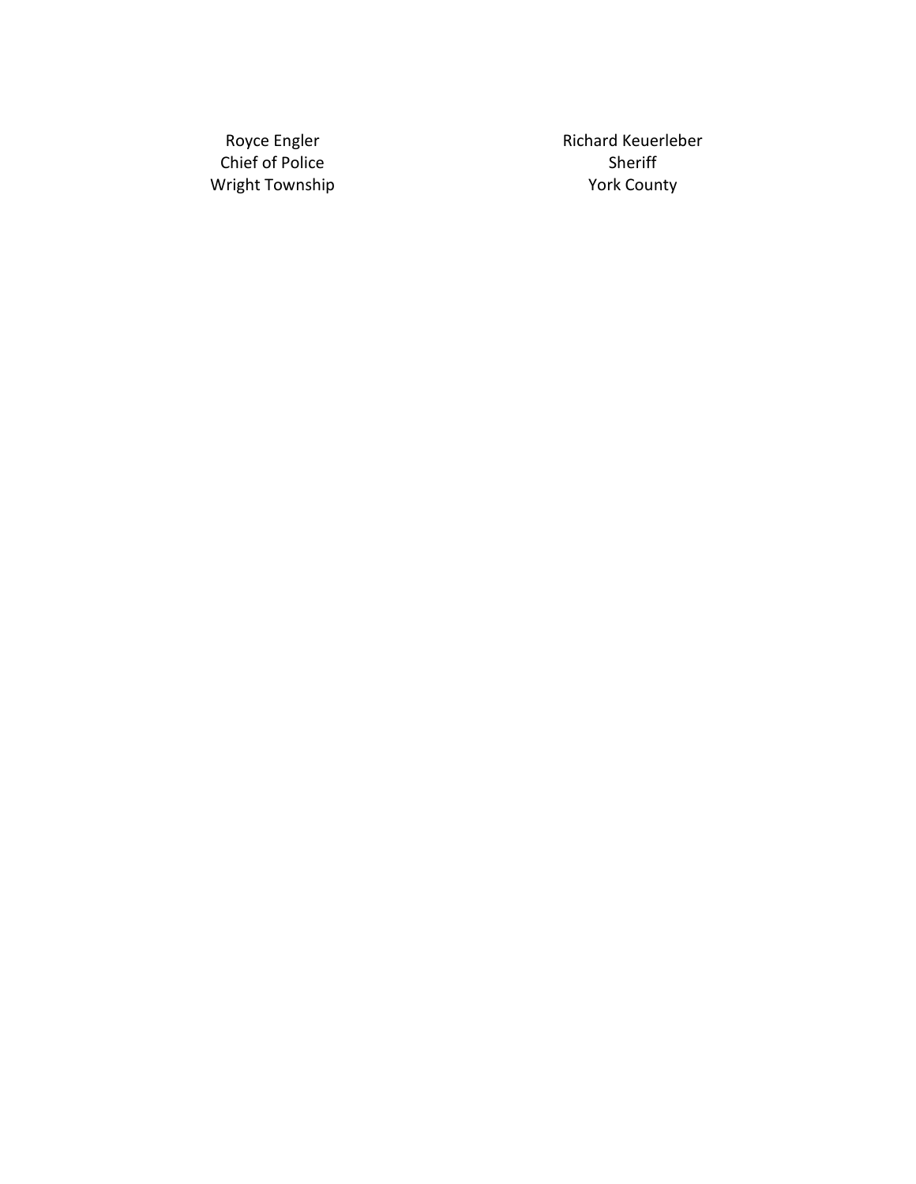Royce Engler
Chief of Police
Wright Township

Richard Keuerleber
Sheriff
York County